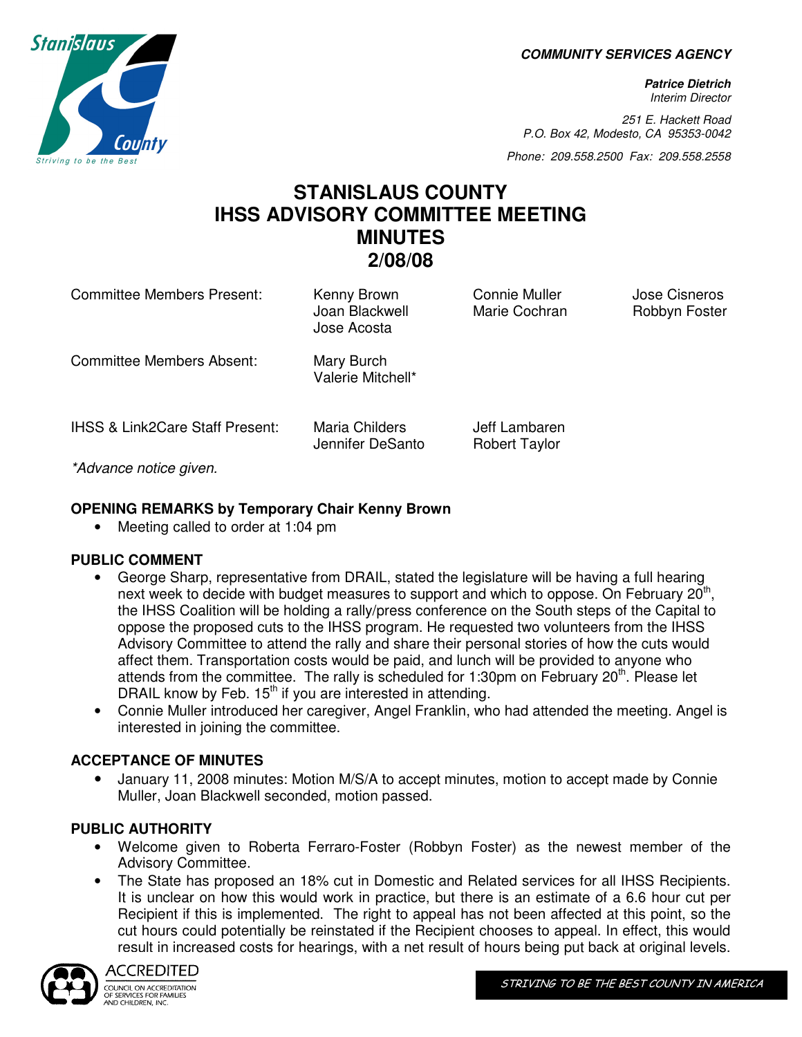**COMMUNITY SERVICES AGENCY**

***Patrice Dietrich***
*Interim Director*

*251 E. Hackett Road*
*P.O. Box 42, Modesto, CA 95353-0042*

*Phone: 209.558.2500 Fax: 209.558.2558*

# STANISLAUS COUNTY IHSS ADVISORY COMMITTEE MEETING MINUTES 2/08/08

| | | | |
|---|---|---|---|
| Committee Members Present: | Kenny Brown<br>Joan Blackwell<br>Jose Acosta | Connie Muller<br>Marie Cochran | Jose Cisneros<br>Robbyn Foster |
| Committee Members Absent: | Mary Burch<br>Valerie Mitchell* | | |
| IHSS & Link2Care Staff Present: | Maria Childers<br>Jennifer DeSanto | Jeff Lambaren<br>Robert Taylor | |

*\*Advance notice given.*

**OPENING REMARKS by Temporary Chair Kenny Brown**

- Meeting called to order at 1:04 pm

**PUBLIC COMMENT**

- George Sharp, representative from DRAIL, stated the legislature will be having a full hearing next week to decide with budget measures to support and which to oppose. On February 20th, the IHSS Coalition will be holding a rally/press conference on the South steps of the Capital to oppose the proposed cuts to the IHSS program. He requested two volunteers from the IHSS Advisory Committee to attend the rally and share their personal stories of how the cuts would affect them. Transportation costs would be paid, and lunch will be provided to anyone who attends from the committee. The rally is scheduled for 1:30pm on February 20th. Please let DRAIL know by Feb. 15th if you are interested in attending.
- Connie Muller introduced her caregiver, Angel Franklin, who had attended the meeting. Angel is interested in joining the committee.

**ACCEPTANCE OF MINUTES**

- January 11, 2008 minutes: Motion M/S/A to accept minutes, motion to accept made by Connie Muller, Joan Blackwell seconded, motion passed.

**PUBLIC AUTHORITY**

- Welcome given to Roberta Ferraro-Foster (Robbyn Foster) as the newest member of the Advisory Committee.
- The State has proposed an 18% cut in Domestic and Related services for all IHSS Recipients. It is unclear on how this would work in practice, but there is an estimate of a 6.6 hour cut per Recipient if this is implemented. The right to appeal has not been affected at this point, so the cut hours could potentially be reinstated if the Recipient chooses to appeal. In effect, this would result in increased costs for hearings, with a net result of hours being put back at original levels.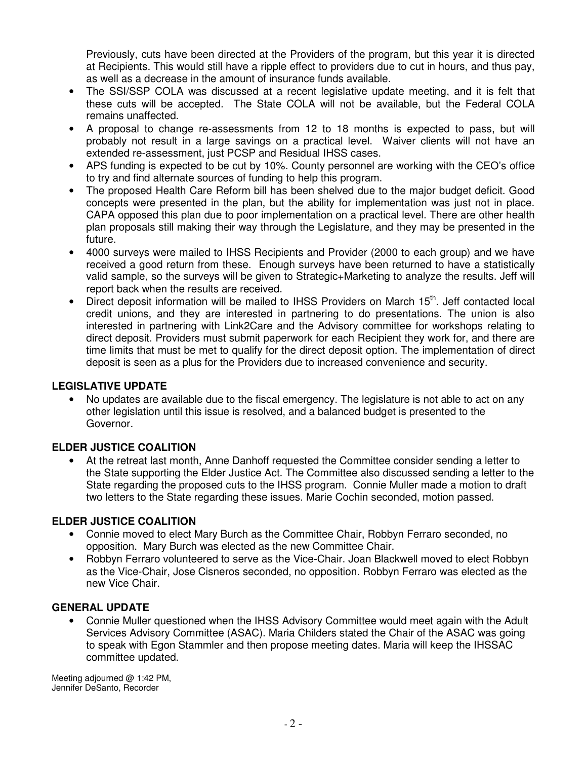Previously, cuts have been directed at the Providers of the program, but this year it is directed at Recipients. This would still have a ripple effect to providers due to cut in hours, and thus pay, as well as a decrease in the amount of insurance funds available.

- The SSI/SSP COLA was discussed at a recent legislative update meeting, and it is felt that these cuts will be accepted. The State COLA will not be available, but the Federal COLA remains unaffected.
- A proposal to change re-assessments from 12 to 18 months is expected to pass, but will probably not result in a large savings on a practical level. Waiver clients will not have an extended re-assessment, just PCSP and Residual IHSS cases.
- APS funding is expected to be cut by 10%. County personnel are working with the CEO's office to try and find alternate sources of funding to help this program.
- The proposed Health Care Reform bill has been shelved due to the major budget deficit. Good concepts were presented in the plan, but the ability for implementation was just not in place. CAPA opposed this plan due to poor implementation on a practical level. There are other health plan proposals still making their way through the Legislature, and they may be presented in the future.
- 4000 surveys were mailed to IHSS Recipients and Provider (2000 to each group) and we have received a good return from these. Enough surveys have been returned to have a statistically valid sample, so the surveys will be given to Strategic+Marketing to analyze the results. Jeff will report back when the results are received.
- Direct deposit information will be mailed to IHSS Providers on March 15th. Jeff contacted local credit unions, and they are interested in partnering to do presentations. The union is also interested in partnering with Link2Care and the Advisory committee for workshops relating to direct deposit. Providers must submit paperwork for each Recipient they work for, and there are time limits that must be met to qualify for the direct deposit option. The implementation of direct deposit is seen as a plus for the Providers due to increased convenience and security.

**LEGISLATIVE UPDATE**

- No updates are available due to the fiscal emergency. The legislature is not able to act on any other legislation until this issue is resolved, and a balanced budget is presented to the Governor.

**ELDER JUSTICE COALITION**

- At the retreat last month, Anne Danhoff requested the Committee consider sending a letter to the State supporting the Elder Justice Act. The Committee also discussed sending a letter to the State regarding the proposed cuts to the IHSS program. Connie Muller made a motion to draft two letters to the State regarding these issues. Marie Cochin seconded, motion passed.

**ELDER JUSTICE COALITION**

- Connie moved to elect Mary Burch as the Committee Chair, Robbyn Ferraro seconded, no opposition. Mary Burch was elected as the new Committee Chair.
- Robbyn Ferraro volunteered to serve as the Vice-Chair. Joan Blackwell moved to elect Robbyn as the Vice-Chair, Jose Cisneros seconded, no opposition. Robbyn Ferraro was elected as the new Vice Chair.

**GENERAL UPDATE**

- Connie Muller questioned when the IHSS Advisory Committee would meet again with the Adult Services Advisory Committee (ASAC). Maria Childers stated the Chair of the ASAC was going to speak with Egon Stammler and then propose meeting dates. Maria will keep the IHSSAC committee updated.

Meeting adjourned @ 1:42 PM,
Jennifer DeSanto, Recorder